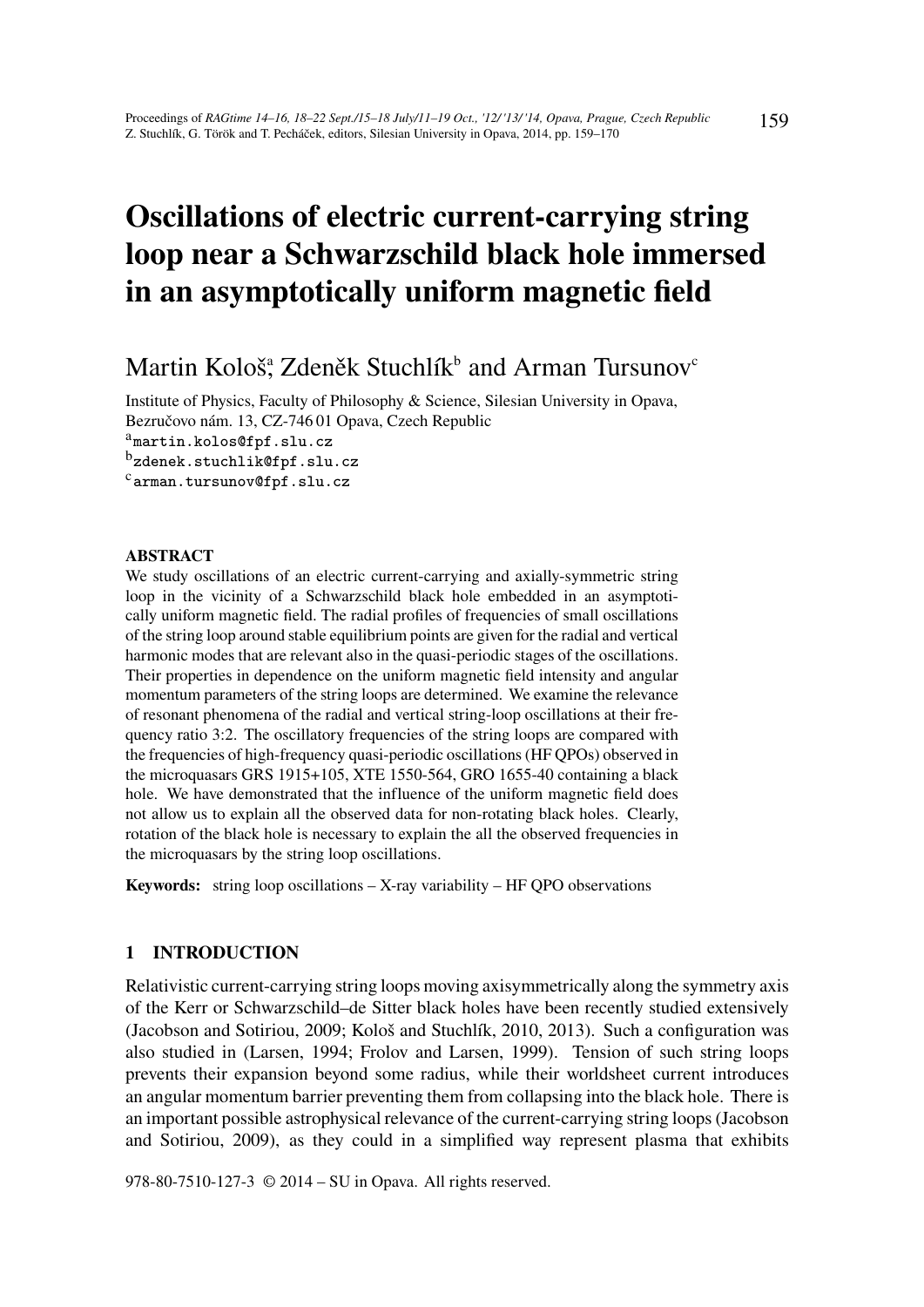# Oscillations of electric current-carrying string loop near a Schwarzschild black hole immersed in an asymptotically uniform magnetic field

Martin Kološ[a], Zdeněk Stuchlík[b] and Arman Tursunov[c]

Institute of Physics, Faculty of Philosophy & Science, Silesian University in Opava, Bezručovo nám. 13, CZ-746 01 Opava, Czech Republic

[a]martin.kolos@fpf.slu.cz

[b]zdenek.stuchlik@fpf.slu.cz

[c]arman.tursunov@fpf.slu.cz

## ABSTRACT

We study oscillations of an electric current-carrying and axially-symmetric string loop in the vicinity of a Schwarzschild black hole embedded in an asymptotically uniform magnetic field. The radial profiles of frequencies of small oscillations of the string loop around stable equilibrium points are given for the radial and vertical harmonic modes that are relevant also in the quasi-periodic stages of the oscillations. Their properties in dependence on the uniform magnetic field intensity and angular momentum parameters of the string loops are determined. We examine the relevance of resonant phenomena of the radial and vertical string-loop oscillations at their frequency ratio 3:2. The oscillatory frequencies of the string loops are compared with the frequencies of high-frequency quasi-periodic oscillations (HF QPOs) observed in the microquasars GRS 1915+105, XTE 1550-564, GRO 1655-40 containing a black hole. We have demonstrated that the influence of the uniform magnetic field does not allow us to explain all the observed data for non-rotating black holes. Clearly, rotation of the black hole is necessary to explain the all the observed frequencies in the microquasars by the string loop oscillations.

**Keywords:** string loop oscillations – X-ray variability – HF QPO observations

## 1 INTRODUCTION

Relativistic current-carrying string loops moving axisymmetrically along the symmetry axis of the Kerr or Schwarzschild–de Sitter black holes have been recently studied extensively (Jacobson and Sotiriou, 2009; Kološ and Stuchlík, 2010, 2013). Such a configuration was also studied in (Larsen, 1994; Frolov and Larsen, 1999). Tension of such string loops prevents their expansion beyond some radius, while their worldsheet current introduces an angular momentum barrier preventing them from collapsing into the black hole. There is an important possible astrophysical relevance of the current-carrying string loops (Jacobson and Sotiriou, 2009), as they could in a simplified way represent plasma that exhibits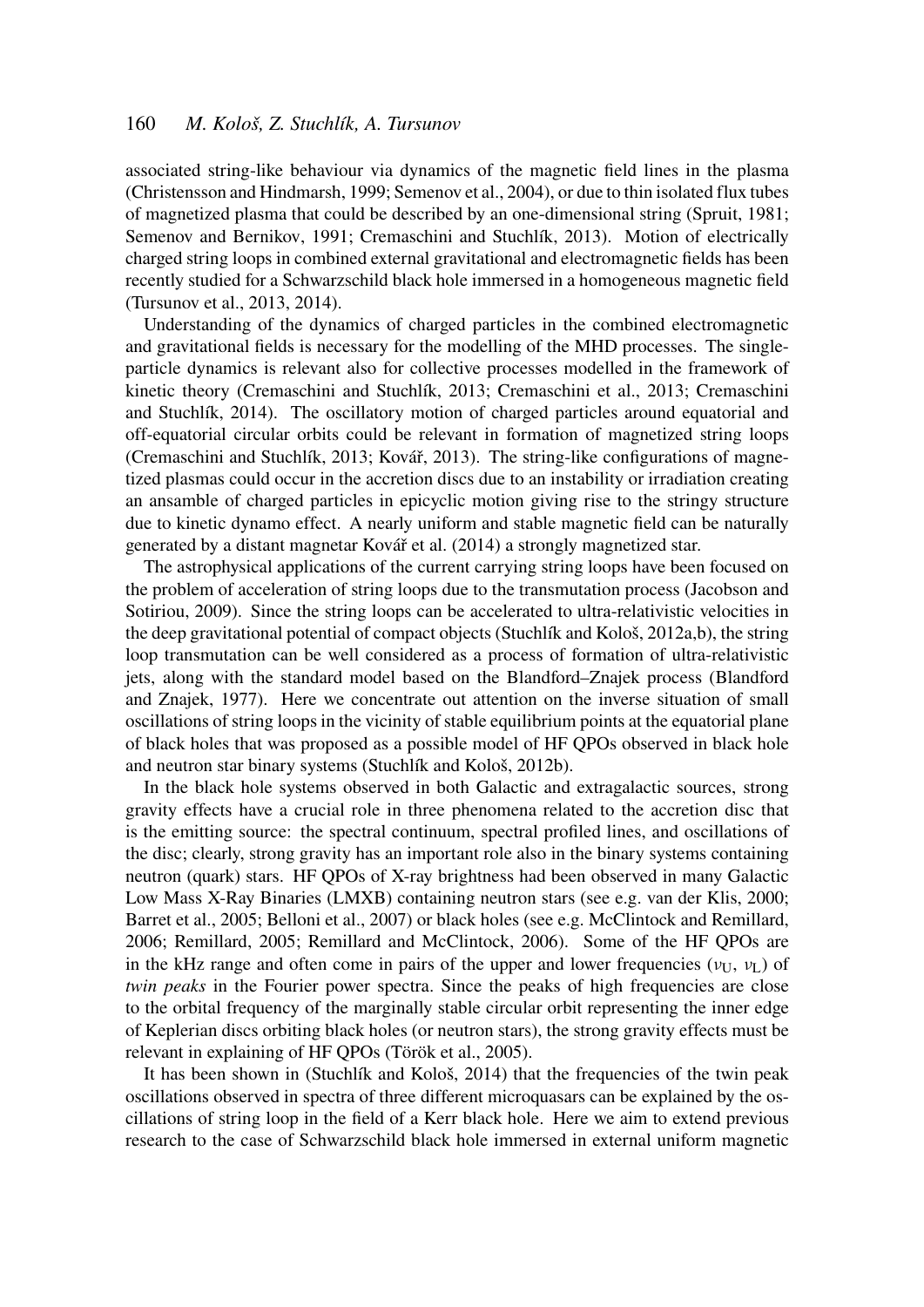associated string-like behaviour via dynamics of the magnetic field lines in the plasma (Christensson and Hindmarsh, 1999; Semenov et al., 2004), or due to thin isolated flux tubes of magnetized plasma that could be described by an one-dimensional string (Spruit, 1981; Semenov and Bernikov, 1991; Cremaschini and Stuchlík, 2013). Motion of electrically charged string loops in combined external gravitational and electromagnetic fields has been recently studied for a Schwarzschild black hole immersed in a homogeneous magnetic field (Tursunov et al., 2013, 2014).

Understanding of the dynamics of charged particles in the combined electromagnetic and gravitational fields is necessary for the modelling of the MHD processes. The single-particle dynamics is relevant also for collective processes modelled in the framework of kinetic theory (Cremaschini and Stuchlík, 2013; Cremaschini et al., 2013; Cremaschini and Stuchlík, 2014). The oscillatory motion of charged particles around equatorial and off-equatorial circular orbits could be relevant in formation of magnetized string loops (Cremaschini and Stuchlík, 2013; Kovář, 2013). The string-like configurations of magnetized plasmas could occur in the accretion discs due to an instability or irradiation creating an ansamble of charged particles in epicyclic motion giving rise to the stringy structure due to kinetic dynamo effect. A nearly uniform and stable magnetic field can be naturally generated by a distant magnetar Kovář et al. (2014) a strongly magnetized star.

The astrophysical applications of the current carrying string loops have been focused on the problem of acceleration of string loops due to the transmutation process (Jacobson and Sotiriou, 2009). Since the string loops can be accelerated to ultra-relativistic velocities in the deep gravitational potential of compact objects (Stuchlík and Kološ, 2012a,b), the string loop transmutation can be well considered as a process of formation of ultra-relativistic jets, along with the standard model based on the Blandford–Znajek process (Blandford and Znajek, 1977). Here we concentrate out attention on the inverse situation of small oscillations of string loops in the vicinity of stable equilibrium points at the equatorial plane of black holes that was proposed as a possible model of HF QPOs observed in black hole and neutron star binary systems (Stuchlík and Kološ, 2012b).

In the black hole systems observed in both Galactic and extragalactic sources, strong gravity effects have a crucial role in three phenomena related to the accretion disc that is the emitting source: the spectral continuum, spectral profiled lines, and oscillations of the disc; clearly, strong gravity has an important role also in the binary systems containing neutron (quark) stars. HF QPOs of X-ray brightness had been observed in many Galactic Low Mass X-Ray Binaries (LMXB) containing neutron stars (see e.g. van der Klis, 2000; Barret et al., 2005; Belloni et al., 2007) or black holes (see e.g. McClintock and Remillard, 2006; Remillard, 2005; Remillard and McClintock, 2006). Some of the HF QPOs are in the kHz range and often come in pairs of the upper and lower frequencies ($\nu_{\mathrm{U}}$, $\nu_{\mathrm{L}}$) of *twin peaks* in the Fourier power spectra. Since the peaks of high frequencies are close to the orbital frequency of the marginally stable circular orbit representing the inner edge of Keplerian discs orbiting black holes (or neutron stars), the strong gravity effects must be relevant in explaining of HF QPOs (Török et al., 2005).

It has been shown in (Stuchlík and Kološ, 2014) that the frequencies of the twin peak oscillations observed in spectra of three different microquasars can be explained by the oscillations of string loop in the field of a Kerr black hole. Here we aim to extend previous research to the case of Schwarzschild black hole immersed in external uniform magnetic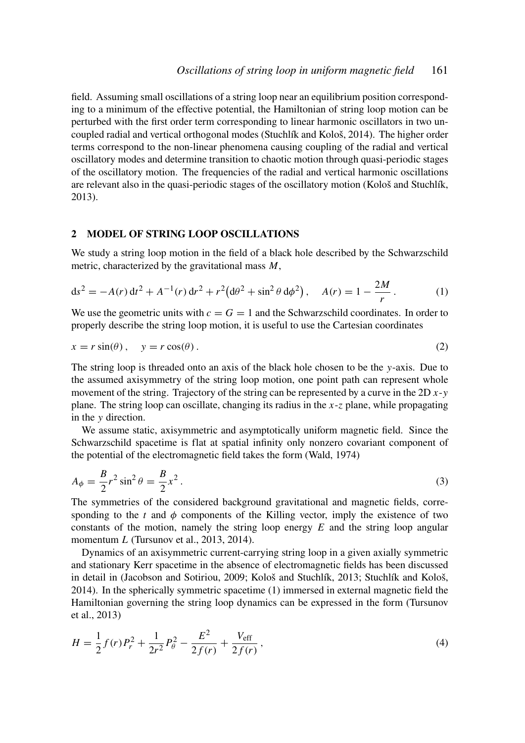field. Assuming small oscillations of a string loop near an equilibrium position corresponding to a minimum of the effective potential, the Hamiltonian of string loop motion can be perturbed with the first order term corresponding to linear harmonic oscillators in two uncoupled radial and vertical orthogonal modes (Stuchlík and Kološ, 2014). The higher order terms correspond to the non-linear phenomena causing coupling of the radial and vertical oscillatory modes and determine transition to chaotic motion through quasi-periodic stages of the oscillatory motion. The frequencies of the radial and vertical harmonic oscillations are relevant also in the quasi-periodic stages of the oscillatory motion (Kološ and Stuchlík, 2013).

## 2 MODEL OF STRING LOOP OSCILLATIONS

We study a string loop motion in the field of a black hole described by the Schwarzschild metric, characterized by the gravitational mass $M$,

$$\mathrm{d}s^2 = -A(r)\,\mathrm{d}t^2 + A^{-1}(r)\,\mathrm{d}r^2 + r^2\big(\mathrm{d}\theta^2 + \sin^2\theta\,\mathrm{d}\phi^2\big)\,, \quad A(r) = 1 - \frac{2M}{r}\,. \tag{1}$$

We use the geometric units with $c = G = 1$ and the Schwarzschild coordinates. In order to properly describe the string loop motion, it is useful to use the Cartesian coordinates

$$x = r\sin(\theta)\,, \quad y = r\cos(\theta)\,. \tag{2}$$

The string loop is threaded onto an axis of the black hole chosen to be the $y$-axis. Due to the assumed axisymmetry of the string loop motion, one point path can represent whole movement of the string. Trajectory of the string can be represented by a curve in the 2D $x$-$y$ plane. The string loop can oscillate, changing its radius in the $x$-$z$ plane, while propagating in the $y$ direction.

We assume static, axisymmetric and asymptotically uniform magnetic field. Since the Schwarzschild spacetime is flat at spatial infinity only nonzero covariant component of the potential of the electromagnetic field takes the form (Wald, 1974)

$$A_\phi = \frac{B}{2}r^2\sin^2\theta = \frac{B}{2}x^2\,. \tag{3}$$

The symmetries of the considered background gravitational and magnetic fields, corresponding to the $t$ and $\phi$ components of the Killing vector, imply the existence of two constants of the motion, namely the string loop energy $E$ and the string loop angular momentum $L$ (Tursunov et al., 2013, 2014).

Dynamics of an axisymmetric current-carrying string loop in a given axially symmetric and stationary Kerr spacetime in the absence of electromagnetic fields has been discussed in detail in (Jacobson and Sotiriou, 2009; Kološ and Stuchlík, 2013; Stuchlík and Kološ, 2014). In the spherically symmetric spacetime (1) immersed in external magnetic field the Hamiltonian governing the string loop dynamics can be expressed in the form (Tursunov et al., 2013)

$$H = \frac{1}{2}f(r)P_r^2 + \frac{1}{2r^2}P_\theta^2 - \frac{E^2}{2f(r)} + \frac{V_{\mathrm{eff}}}{2f(r)}\,, \tag{4}$$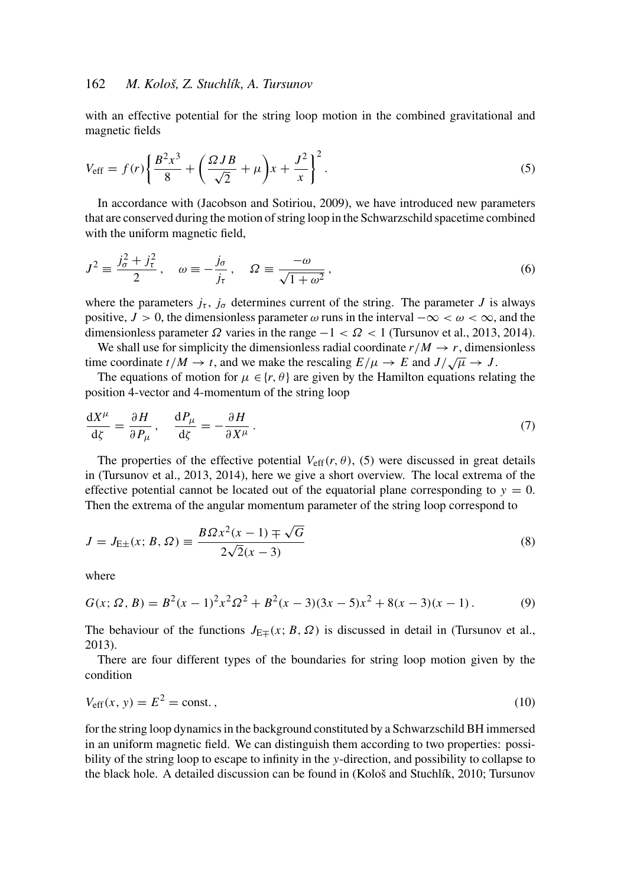with an effective potential for the string loop motion in the combined gravitational and magnetic fields

$$V_{\text{eff}} = f(r) \left\{ \frac{B^2 x^3}{8} + \left( \frac{\Omega J B}{\sqrt{2}} + \mu \right) x + \frac{J^2}{x} \right\}^2 . \tag{5}$$

In accordance with (Jacobson and Sotiriou, 2009), we have introduced new parameters that are conserved during the motion of string loop in the Schwarzschild spacetime combined with the uniform magnetic field,

$$J^2 \equiv \frac{j_\sigma^2 + j_\tau^2}{2} , \quad \omega \equiv -\frac{j_\sigma}{j_\tau} , \quad \Omega \equiv \frac{-\omega}{\sqrt{1+\omega^2}} , \tag{6}$$

where the parameters $j_\tau$, $j_\sigma$ determines current of the string. The parameter $J$ is always positive, $J > 0$, the dimensionless parameter $\omega$ runs in the interval $-\infty < \omega < \infty$, and the dimensionless parameter $\Omega$ varies in the range $-1 < \Omega < 1$ (Tursunov et al., 2013, 2014).

We shall use for simplicity the dimensionless radial coordinate $r/M \to r$, dimensionless time coordinate $t/M \to t$, and we make the rescaling $E/\mu \to E$ and $J/\sqrt{\mu} \to J$.

The equations of motion for $\mu \in \{r, \theta\}$ are given by the Hamilton equations relating the position 4-vector and 4-momentum of the string loop

$$\frac{\mathrm{d}X^\mu}{\mathrm{d}\zeta} = \frac{\partial H}{\partial P_\mu} , \quad \frac{\mathrm{d}P_\mu}{\mathrm{d}\zeta} = -\frac{\partial H}{\partial X^\mu} . \tag{7}$$

The properties of the effective potential $V_{\text{eff}}(r, \theta)$, (5) were discussed in great details in (Tursunov et al., 2013, 2014), here we give a short overview. The local extrema of the effective potential cannot be located out of the equatorial plane corresponding to $y = 0$. Then the extrema of the angular momentum parameter of the string loop correspond to

$$J = J_{\text{E}\pm}(x; B, \Omega) \equiv \frac{B\Omega x^2(x-1) \mp \sqrt{G}}{2\sqrt{2}(x-3)} \tag{8}$$

where

$$G(x; \Omega, B) = B^2(x-1)^2 x^2 \Omega^2 + B^2(x-3)(3x-5)x^2 + 8(x-3)(x-1) . \tag{9}$$

The behaviour of the functions $J_{\text{E}\mp}(x; B, \Omega)$ is discussed in detail in (Tursunov et al., 2013).

There are four different types of the boundaries for string loop motion given by the condition

$$V_{\text{eff}}(x, y) = E^2 = \text{const.} , \tag{10}$$

for the string loop dynamics in the background constituted by a Schwarzschild BH immersed in an uniform magnetic field. We can distinguish them according to two properties: possibility of the string loop to escape to infinity in the $y$-direction, and possibility to collapse to the black hole. A detailed discussion can be found in (Kološ and Stuchlík, 2010; Tursunov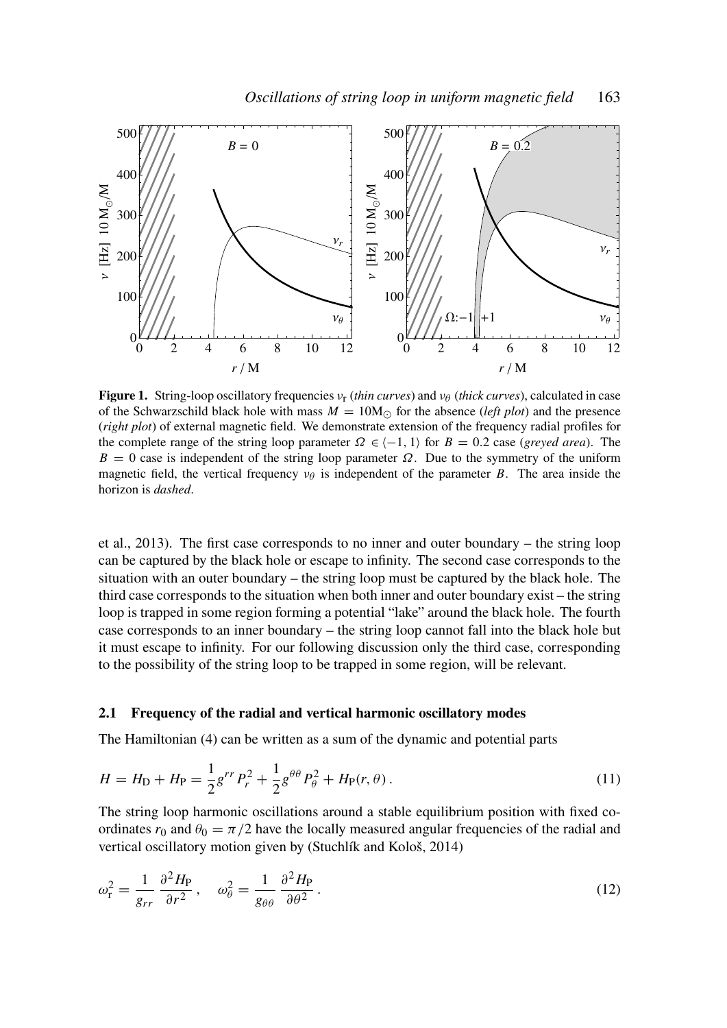**Figure 1.** String-loop oscillatory frequencies $\nu_r$ (*thin curves*) and $\nu_\theta$ (*thick curves*), calculated in case of the Schwarzschild black hole with mass $M = 10M_\odot$ for the absence (*left plot*) and the presence (*right plot*) of external magnetic field. We demonstrate extension of the frequency radial profiles for the complete range of the string loop parameter $\Omega \in \langle -1, 1\rangle$ for $B = 0.2$ case (*greyed area*). The $B = 0$ case is independent of the string loop parameter $\Omega$. Due to the symmetry of the uniform magnetic field, the vertical frequency $\nu_\theta$ is independent of the parameter $B$. The area inside the horizon is *dashed*.

et al., 2013). The first case corresponds to no inner and outer boundary – the string loop can be captured by the black hole or escape to infinity. The second case corresponds to the situation with an outer boundary – the string loop must be captured by the black hole. The third case corresponds to the situation when both inner and outer boundary exist – the string loop is trapped in some region forming a potential "lake" around the black hole. The fourth case corresponds to an inner boundary – the string loop cannot fall into the black hole but it must escape to infinity. For our following discussion only the third case, corresponding to the possibility of the string loop to be trapped in some region, will be relevant.

### 2.1 Frequency of the radial and vertical harmonic oscillatory modes

The Hamiltonian (4) can be written as a sum of the dynamic and potential parts

$$H = H_D + H_P = \frac{1}{2} g^{rr} P_r^2 + \frac{1}{2} g^{\theta\theta} P_\theta^2 + H_P(r, \theta)\,. \tag{11}$$

The string loop harmonic oscillations around a stable equilibrium position with fixed coordinates $r_0$ and $\theta_0 = \pi/2$ have the locally measured angular frequencies of the radial and vertical oscillatory motion given by (Stuchlík and Kološ, 2014)

$$\omega_r^2 = \frac{1}{g_{rr}} \frac{\partial^2 H_P}{\partial r^2}\,, \quad \omega_\theta^2 = \frac{1}{g_{\theta\theta}} \frac{\partial^2 H_P}{\partial \theta^2}\,. \tag{12}$$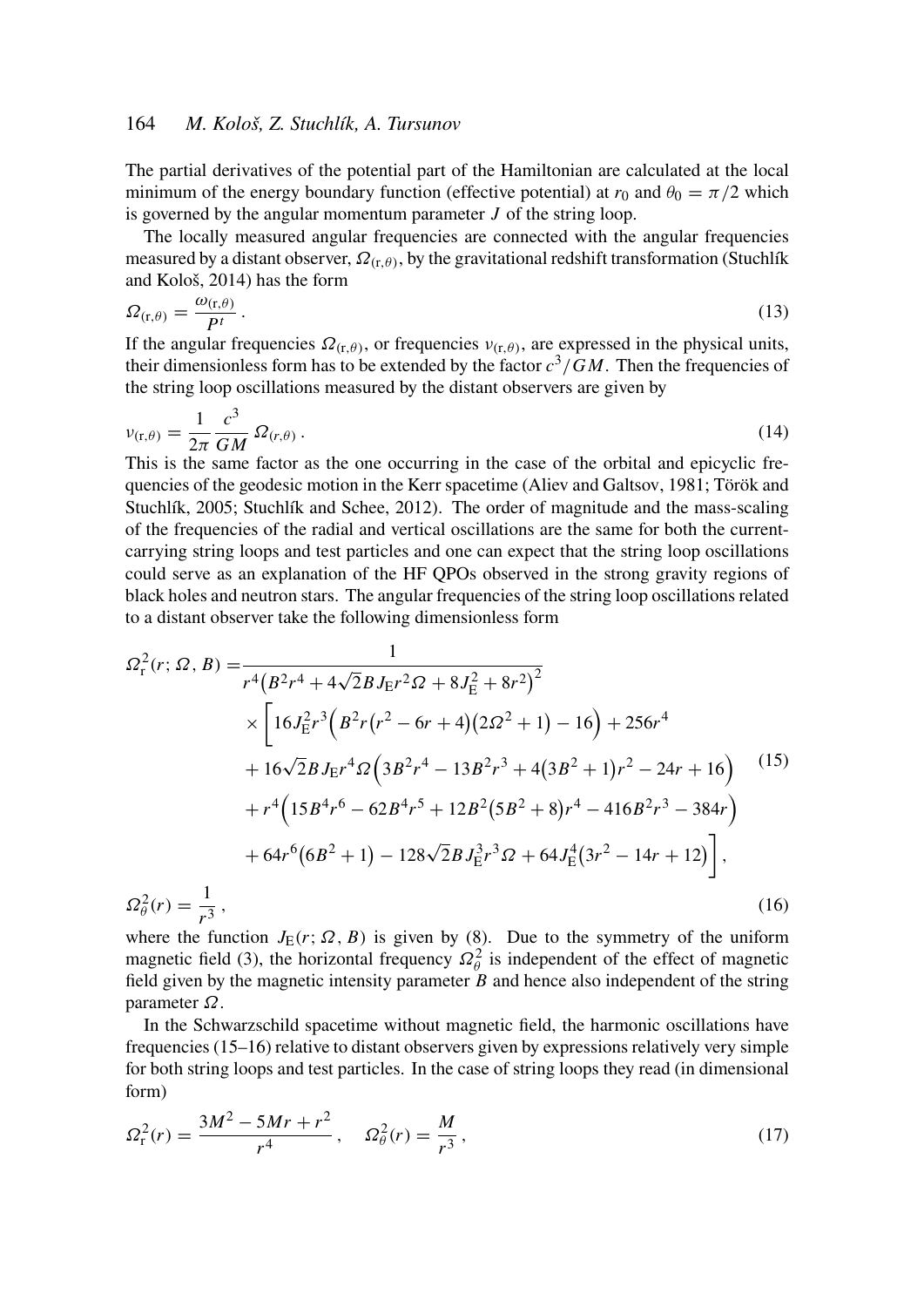The partial derivatives of the potential part of the Hamiltonian are calculated at the local minimum of the energy boundary function (effective potential) at $r_0$ and $\theta_0 = \pi/2$ which is governed by the angular momentum parameter $J$ of the string loop.

The locally measured angular frequencies are connected with the angular frequencies measured by a distant observer, $\Omega_{(\mathrm{r},\theta)}$, by the gravitational redshift transformation (Stuchlík and Kološ, 2014) has the form

$$\Omega_{(\mathrm{r},\theta)} = \frac{\omega_{(\mathrm{r},\theta)}}{P^t} \,. \tag{13}$$

If the angular frequencies $\Omega_{(\mathrm{r},\theta)}$, or frequencies $\nu_{(\mathrm{r},\theta)}$, are expressed in the physical units, their dimensionless form has to be extended by the factor $c^3/GM$. Then the frequencies of the string loop oscillations measured by the distant observers are given by

$$\nu_{(\mathrm{r},\theta)} = \frac{1}{2\pi}\frac{c^3}{GM}\,\Omega_{(r,\theta)} \,. \tag{14}$$

This is the same factor as the one occurring in the case of the orbital and epicyclic frequencies of the geodesic motion in the Kerr spacetime (Aliev and Galtsov, 1981; Török and Stuchlík, 2005; Stuchlík and Schee, 2012). The order of magnitude and the mass-scaling of the frequencies of the radial and vertical oscillations are the same for both the current-carrying string loops and test particles and one can expect that the string loop oscillations could serve as an explanation of the HF QPOs observed in the strong gravity regions of black holes and neutron stars. The angular frequencies of the string loop oscillations related to a distant observer take the following dimensionless form

$$
\begin{aligned}
\Omega_{\mathrm{r}}^2(r;\Omega,B) = & \frac{1}{r^4\left(B^2r^4 + 4\sqrt{2}BJ_{\mathrm{E}}r^2\Omega + 8J_{\mathrm{E}}^2 + 8r^2\right)^2} \\
& \times \Big[16J_{\mathrm{E}}^2r^3\Big(B^2r\left(r^2-6r+4\right)\left(2\Omega^2+1\right) - 16\Big) + 256r^4 \\
& + 16\sqrt{2}BJ_{\mathrm{E}}r^4\Omega\Big(3B^2r^4 - 13B^2r^3 + 4\left(3B^2+1\right)r^2 - 24r + 16\Big) \\
& + r^4\Big(15B^4r^6 - 62B^4r^5 + 12B^2\left(5B^2+8\right)r^4 - 416B^2r^3 - 384r\Big) \\
& + 64r^6\left(6B^2+1\right) - 128\sqrt{2}BJ_{\mathrm{E}}^3r^3\Omega + 64J_{\mathrm{E}}^4\left(3r^2-14r+12\right)\Big],
\end{aligned} \tag{15}
$$

$$\Omega_\theta^2(r) = \frac{1}{r^3}\,, \tag{16}$$

where the function $J_{\mathrm{E}}(r;\Omega,B)$ is given by (8). Due to the symmetry of the uniform magnetic field (3), the horizontal frequency $\Omega_\theta^2$ is independent of the effect of magnetic field given by the magnetic intensity parameter $B$ and hence also independent of the string parameter $\Omega$.

In the Schwarzschild spacetime without magnetic field, the harmonic oscillations have frequencies (15–16) relative to distant observers given by expressions relatively very simple for both string loops and test particles. In the case of string loops they read (in dimensional form)

$$\Omega_{\mathrm{r}}^2(r) = \frac{3M^2 - 5Mr + r^2}{r^4}\,, \quad \Omega_\theta^2(r) = \frac{M}{r^3}\,, \tag{17}$$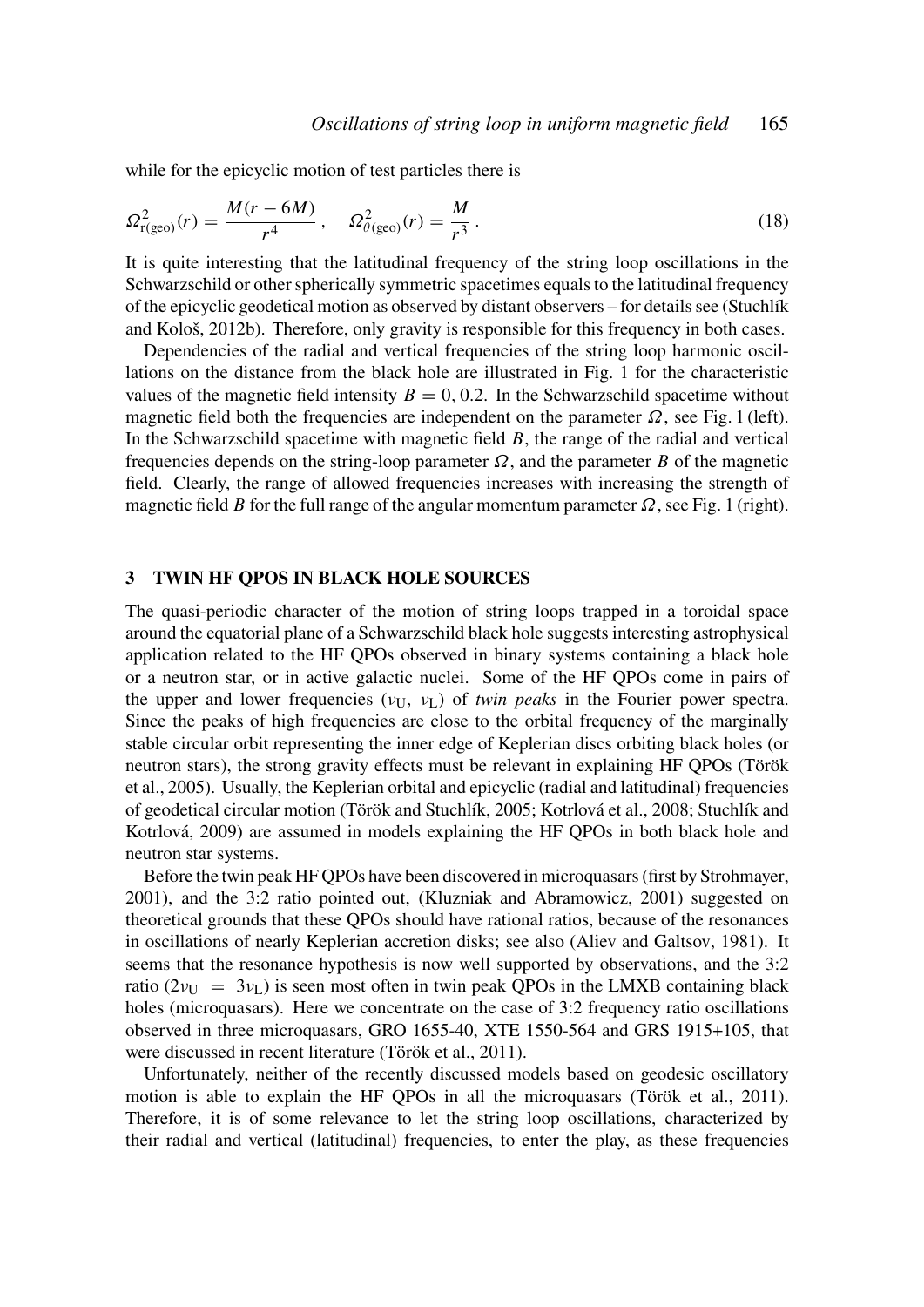while for the epicyclic motion of test particles there is

$$\Omega^2_{\mathrm{r(geo)}}(r) = \frac{M(r-6M)}{r^4}\,, \quad \Omega^2_{\theta(\mathrm{geo})}(r) = \frac{M}{r^3}\,. \tag{18}$$

It is quite interesting that the latitudinal frequency of the string loop oscillations in the Schwarzschild or other spherically symmetric spacetimes equals to the latitudinal frequency of the epicyclic geodetical motion as observed by distant observers – for details see (Stuchlík and Kološ, 2012b). Therefore, only gravity is responsible for this frequency in both cases.

Dependencies of the radial and vertical frequencies of the string loop harmonic oscillations on the distance from the black hole are illustrated in Fig. 1 for the characteristic values of the magnetic field intensity $B = 0, 0.2$. In the Schwarzschild spacetime without magnetic field both the frequencies are independent on the parameter $\Omega$, see Fig. 1 (left). In the Schwarzschild spacetime with magnetic field $B$, the range of the radial and vertical frequencies depends on the string-loop parameter $\Omega$, and the parameter $B$ of the magnetic field. Clearly, the range of allowed frequencies increases with increasing the strength of magnetic field $B$ for the full range of the angular momentum parameter $\Omega$, see Fig. 1 (right).

## 3 TWIN HF QPOS IN BLACK HOLE SOURCES

The quasi-periodic character of the motion of string loops trapped in a toroidal space around the equatorial plane of a Schwarzschild black hole suggests interesting astrophysical application related to the HF QPOs observed in binary systems containing a black hole or a neutron star, or in active galactic nuclei. Some of the HF QPOs come in pairs of the upper and lower frequencies ($\nu_{\mathrm{U}}$, $\nu_{\mathrm{L}}$) of *twin peaks* in the Fourier power spectra. Since the peaks of high frequencies are close to the orbital frequency of the marginally stable circular orbit representing the inner edge of Keplerian discs orbiting black holes (or neutron stars), the strong gravity effects must be relevant in explaining HF QPOs (Török et al., 2005). Usually, the Keplerian orbital and epicyclic (radial and latitudinal) frequencies of geodetical circular motion (Török and Stuchlík, 2005; Kotrlová et al., 2008; Stuchlík and Kotrlová, 2009) are assumed in models explaining the HF QPOs in both black hole and neutron star systems.

Before the twin peak HF QPOs have been discovered in microquasars (first by Strohmayer, 2001), and the 3:2 ratio pointed out, (Kluzniak and Abramowicz, 2001) suggested on theoretical grounds that these QPOs should have rational ratios, because of the resonances in oscillations of nearly Keplerian accretion disks; see also (Aliev and Galtsov, 1981). It seems that the resonance hypothesis is now well supported by observations, and the 3:2 ratio ($2\nu_{\mathrm{U}} = 3\nu_{\mathrm{L}}$) is seen most often in twin peak QPOs in the LMXB containing black holes (microquasars). Here we concentrate on the case of 3:2 frequency ratio oscillations observed in three microquasars, GRO 1655-40, XTE 1550-564 and GRS 1915+105, that were discussed in recent literature (Török et al., 2011).

Unfortunately, neither of the recently discussed models based on geodesic oscillatory motion is able to explain the HF QPOs in all the microquasars (Török et al., 2011). Therefore, it is of some relevance to let the string loop oscillations, characterized by their radial and vertical (latitudinal) frequencies, to enter the play, as these frequencies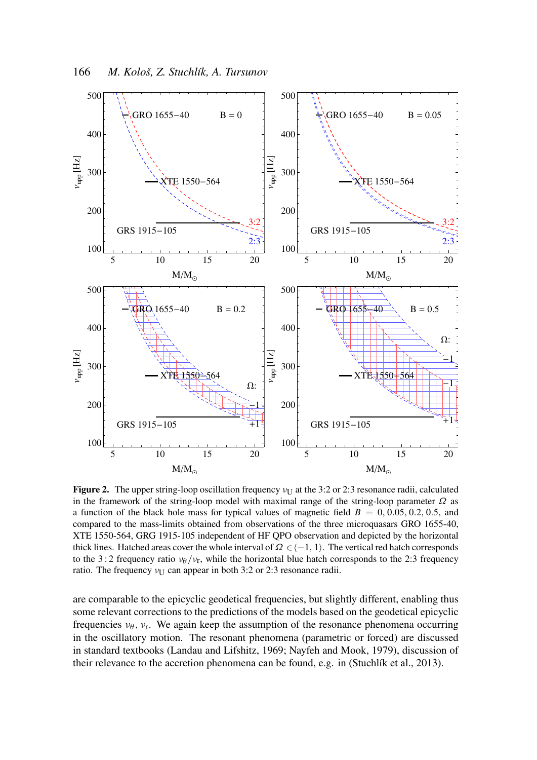**Figure 2.** The upper string-loop oscillation frequency $\nu_U$ at the 3:2 or 2:3 resonance radii, calculated in the framework of the string-loop model with maximal range of the string-loop parameter $\Omega$ as a function of the black hole mass for typical values of magnetic field $B = 0, 0.05, 0.2, 0.5$, and compared to the mass-limits obtained from observations of the three microquasars GRO 1655-40, XTE 1550-564, GRG 1915-105 independent of HF QPO observation and depicted by the horizontal thick lines. Hatched areas cover the whole interval of $\Omega \in \langle -1, 1 \rangle$. The vertical red hatch corresponds to the $3:2$ frequency ratio $\nu_\theta/\nu_r$, while the horizontal blue hatch corresponds to the 2:3 frequency ratio. The frequency $\nu_U$ can appear in both 3:2 or 2:3 resonance radii.

are comparable to the epicyclic geodetical frequencies, but slightly different, enabling thus some relevant corrections to the predictions of the models based on the geodetical epicyclic frequencies $\nu_\theta$, $\nu_r$. We again keep the assumption of the resonance phenomena occurring in the oscillatory motion. The resonant phenomena (parametric or forced) are discussed in standard textbooks (Landau and Lifshitz, 1969; Nayfeh and Mook, 1979), discussion of their relevance to the accretion phenomena can be found, e.g. in (Stuchlík et al., 2013).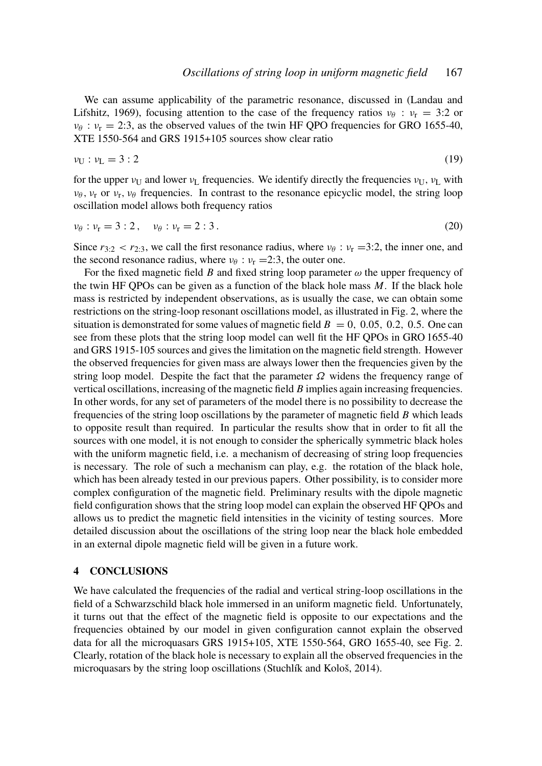We can assume applicability of the parametric resonance, discussed in (Landau and Lifshitz, 1969), focusing attention to the case of the frequency ratios $\nu_\theta : \nu_r = 3{:}2$ or $\nu_\theta : \nu_r = 2{:}3$, as the observed values of the twin HF QPO frequencies for GRO 1655-40, XTE 1550-564 and GRS 1915+105 sources show clear ratio

$$\nu_U : \nu_L = 3 : 2 \tag{19}$$

for the upper $\nu_U$ and lower $\nu_L$ frequencies. We identify directly the frequencies $\nu_U$, $\nu_L$ with $\nu_\theta$, $\nu_r$ or $\nu_r$, $\nu_\theta$ frequencies. In contrast to the resonance epicyclic model, the string loop oscillation model allows both frequency ratios

$$\nu_\theta : \nu_r = 3 : 2 , \quad \nu_\theta : \nu_r = 2 : 3 . \tag{20}$$

Since $r_{3:2} < r_{2:3}$, we call the first resonance radius, where $\nu_\theta : \nu_r = 3{:}2$, the inner one, and the second resonance radius, where $\nu_\theta : \nu_r = 2{:}3$, the outer one.

For the fixed magnetic field $B$ and fixed string loop parameter $\omega$ the upper frequency of the twin HF QPOs can be given as a function of the black hole mass $M$. If the black hole mass is restricted by independent observations, as is usually the case, we can obtain some restrictions on the string-loop resonant oscillations model, as illustrated in Fig. 2, where the situation is demonstrated for some values of magnetic field $B = 0,\ 0.05,\ 0.2,\ 0.5$. One can see from these plots that the string loop model can well fit the HF QPOs in GRO 1655-40 and GRS 1915-105 sources and gives the limitation on the magnetic field strength. However the observed frequencies for given mass are always lower then the frequencies given by the string loop model. Despite the fact that the parameter $\Omega$ widens the frequency range of vertical oscillations, increasing of the magnetic field $B$ implies again increasing frequencies. In other words, for any set of parameters of the model there is no possibility to decrease the frequencies of the string loop oscillations by the parameter of magnetic field $B$ which leads to opposite result than required. In particular the results show that in order to fit all the sources with one model, it is not enough to consider the spherically symmetric black holes with the uniform magnetic field, i.e. a mechanism of decreasing of string loop frequencies is necessary. The role of such a mechanism can play, e.g. the rotation of the black hole, which has been already tested in our previous papers. Other possibility, is to consider more complex configuration of the magnetic field. Preliminary results with the dipole magnetic field configuration shows that the string loop model can explain the observed HF QPOs and allows us to predict the magnetic field intensities in the vicinity of testing sources. More detailed discussion about the oscillations of the string loop near the black hole embedded in an external dipole magnetic field will be given in a future work.

## 4 CONCLUSIONS

We have calculated the frequencies of the radial and vertical string-loop oscillations in the field of a Schwarzschild black hole immersed in an uniform magnetic field. Unfortunately, it turns out that the effect of the magnetic field is opposite to our expectations and the frequencies obtained by our model in given configuration cannot explain the observed data for all the microquasars GRS 1915+105, XTE 1550-564, GRO 1655-40, see Fig. 2. Clearly, rotation of the black hole is necessary to explain all the observed frequencies in the microquasars by the string loop oscillations (Stuchlík and Kološ, 2014).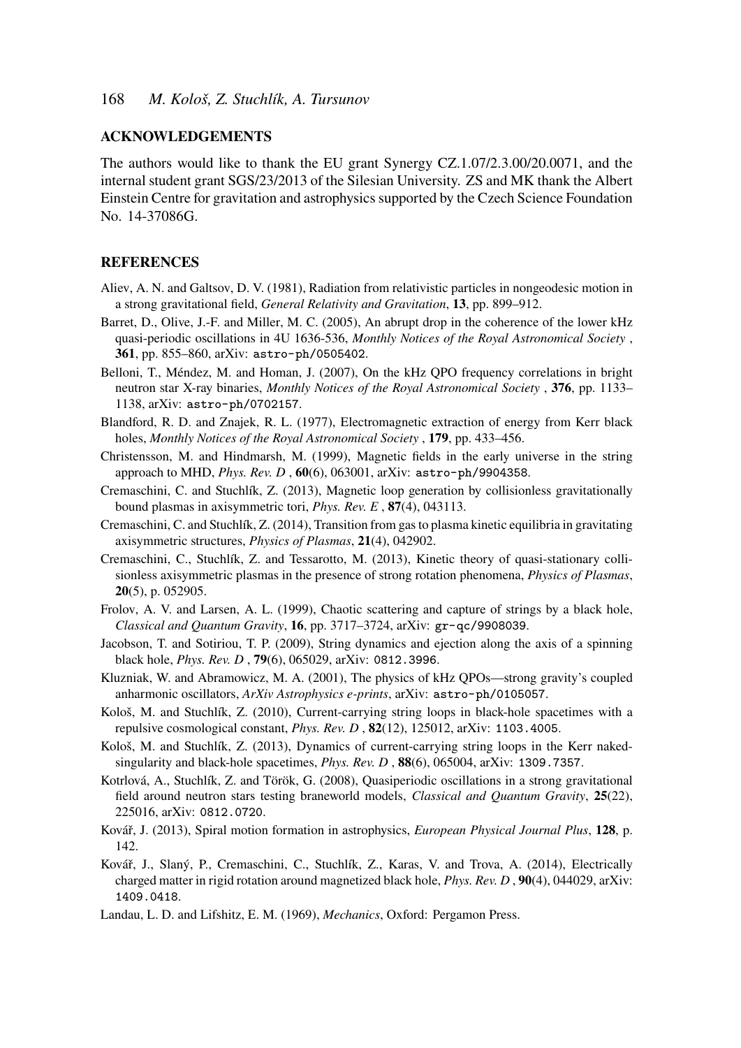## ACKNOWLEDGEMENTS

The authors would like to thank the EU grant Synergy CZ.1.07/2.3.00/20.0071, and the internal student grant SGS/23/2013 of the Silesian University. ZS and MK thank the Albert Einstein Centre for gravitation and astrophysics supported by the Czech Science Foundation No. 14-37086G.

## REFERENCES

Aliev, A. N. and Galtsov, D. V. (1981), Radiation from relativistic particles in nongeodesic motion in a strong gravitational field, *General Relativity and Gravitation*, **13**, pp. 899–912.

Barret, D., Olive, J.-F. and Miller, M. C. (2005), An abrupt drop in the coherence of the lower kHz quasi-periodic oscillations in 4U 1636-536, *Monthly Notices of the Royal Astronomical Society* , **361**, pp. 855–860, arXiv: astro-ph/0505402.

Belloni, T., Méndez, M. and Homan, J. (2007), On the kHz QPO frequency correlations in bright neutron star X-ray binaries, *Monthly Notices of the Royal Astronomical Society* , **376**, pp. 1133–1138, arXiv: astro-ph/0702157.

Blandford, R. D. and Znajek, R. L. (1977), Electromagnetic extraction of energy from Kerr black holes, *Monthly Notices of the Royal Astronomical Society* , **179**, pp. 433–456.

Christensson, M. and Hindmarsh, M. (1999), Magnetic fields in the early universe in the string approach to MHD, *Phys. Rev. D* , **60**(6), 063001, arXiv: astro-ph/9904358.

Cremaschini, C. and Stuchlík, Z. (2013), Magnetic loop generation by collisionless gravitationally bound plasmas in axisymmetric tori, *Phys. Rev. E* , **87**(4), 043113.

Cremaschini, C. and Stuchlík, Z. (2014), Transition from gas to plasma kinetic equilibria in gravitating axisymmetric structures, *Physics of Plasmas*, **21**(4), 042902.

Cremaschini, C., Stuchlík, Z. and Tessarotto, M. (2013), Kinetic theory of quasi-stationary collisionless axisymmetric plasmas in the presence of strong rotation phenomena, *Physics of Plasmas*, **20**(5), p. 052905.

Frolov, A. V. and Larsen, A. L. (1999), Chaotic scattering and capture of strings by a black hole, *Classical and Quantum Gravity*, **16**, pp. 3717–3724, arXiv: gr-qc/9908039.

Jacobson, T. and Sotiriou, T. P. (2009), String dynamics and ejection along the axis of a spinning black hole, *Phys. Rev. D* , **79**(6), 065029, arXiv: 0812.3996.

Kluzniak, W. and Abramowicz, M. A. (2001), The physics of kHz QPOs—strong gravity's coupled anharmonic oscillators, *ArXiv Astrophysics e-prints*, arXiv: astro-ph/0105057.

Kološ, M. and Stuchlík, Z. (2010), Current-carrying string loops in black-hole spacetimes with a repulsive cosmological constant, *Phys. Rev. D* , **82**(12), 125012, arXiv: 1103.4005.

Kološ, M. and Stuchlík, Z. (2013), Dynamics of current-carrying string loops in the Kerr naked-singularity and black-hole spacetimes, *Phys. Rev. D* , **88**(6), 065004, arXiv: 1309.7357.

Kotrlová, A., Stuchlík, Z. and Török, G. (2008), Quasiperiodic oscillations in a strong gravitational field around neutron stars testing braneworld models, *Classical and Quantum Gravity*, **25**(22), 225016, arXiv: 0812.0720.

Kovář, J. (2013), Spiral motion formation in astrophysics, *European Physical Journal Plus*, **128**, p. 142.

Kovář, J., Slaný, P., Cremaschini, C., Stuchlík, Z., Karas, V. and Trova, A. (2014), Electrically charged matter in rigid rotation around magnetized black hole, *Phys. Rev. D* , **90**(4), 044029, arXiv: 1409.0418.

Landau, L. D. and Lifshitz, E. M. (1969), *Mechanics*, Oxford: Pergamon Press.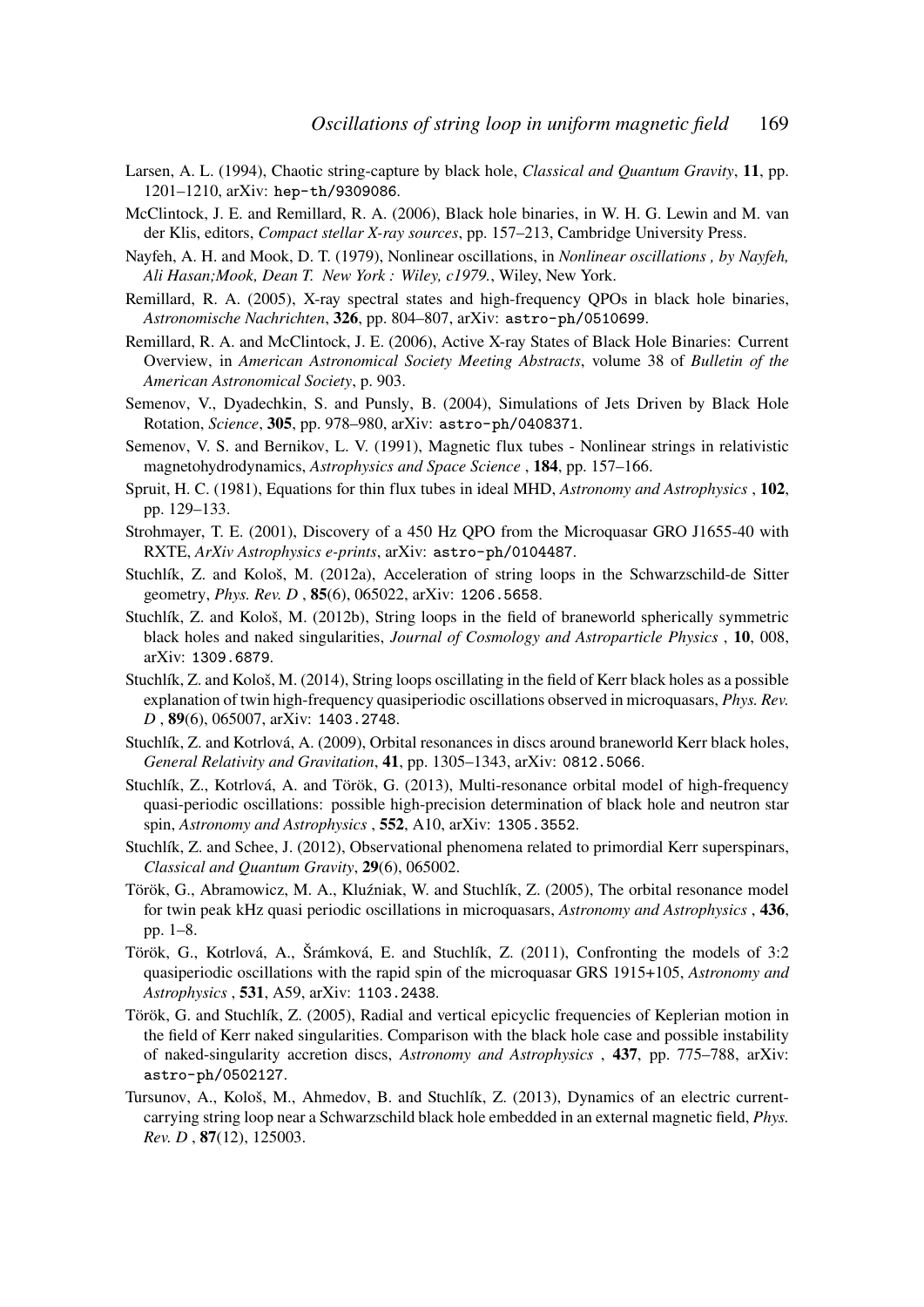Larsen, A. L. (1994), Chaotic string-capture by black hole, *Classical and Quantum Gravity*, **11**, pp. 1201–1210, arXiv: hep-th/9309086.

McClintock, J. E. and Remillard, R. A. (2006), Black hole binaries, in W. H. G. Lewin and M. van der Klis, editors, *Compact stellar X-ray sources*, pp. 157–213, Cambridge University Press.

Nayfeh, A. H. and Mook, D. T. (1979), Nonlinear oscillations, in *Nonlinear oscillations , by Nayfeh, Ali Hasan;Mook, Dean T. New York : Wiley, c1979.*, Wiley, New York.

Remillard, R. A. (2005), X-ray spectral states and high-frequency QPOs in black hole binaries, *Astronomische Nachrichten*, **326**, pp. 804–807, arXiv: astro-ph/0510699.

Remillard, R. A. and McClintock, J. E. (2006), Active X-ray States of Black Hole Binaries: Current Overview, in *American Astronomical Society Meeting Abstracts*, volume 38 of *Bulletin of the American Astronomical Society*, p. 903.

Semenov, V., Dyadechkin, S. and Punsly, B. (2004), Simulations of Jets Driven by Black Hole Rotation, *Science*, **305**, pp. 978–980, arXiv: astro-ph/0408371.

Semenov, V. S. and Bernikov, L. V. (1991), Magnetic flux tubes - Nonlinear strings in relativistic magnetohydrodynamics, *Astrophysics and Space Science* , **184**, pp. 157–166.

Spruit, H. C. (1981), Equations for thin flux tubes in ideal MHD, *Astronomy and Astrophysics* , **102**, pp. 129–133.

Strohmayer, T. E. (2001), Discovery of a 450 Hz QPO from the Microquasar GRO J1655-40 with RXTE, *ArXiv Astrophysics e-prints*, arXiv: astro-ph/0104487.

Stuchlík, Z. and Kološ, M. (2012a), Acceleration of string loops in the Schwarzschild-de Sitter geometry, *Phys. Rev. D* , **85**(6), 065022, arXiv: 1206.5658.

Stuchlík, Z. and Kološ, M. (2012b), String loops in the field of braneworld spherically symmetric black holes and naked singularities, *Journal of Cosmology and Astroparticle Physics* , **10**, 008, arXiv: 1309.6879.

Stuchlík, Z. and Kološ, M. (2014), String loops oscillating in the field of Kerr black holes as a possible explanation of twin high-frequency quasiperiodic oscillations observed in microquasars, *Phys. Rev. D* , **89**(6), 065007, arXiv: 1403.2748.

Stuchlík, Z. and Kotrlová, A. (2009), Orbital resonances in discs around braneworld Kerr black holes, *General Relativity and Gravitation*, **41**, pp. 1305–1343, arXiv: 0812.5066.

Stuchlík, Z., Kotrlová, A. and Török, G. (2013), Multi-resonance orbital model of high-frequency quasi-periodic oscillations: possible high-precision determination of black hole and neutron star spin, *Astronomy and Astrophysics* , **552**, A10, arXiv: 1305.3552.

Stuchlík, Z. and Schee, J. (2012), Observational phenomena related to primordial Kerr superspinars, *Classical and Quantum Gravity*, **29**(6), 065002.

Török, G., Abramowicz, M. A., Kluźniak, W. and Stuchlík, Z. (2005), The orbital resonance model for twin peak kHz quasi periodic oscillations in microquasars, *Astronomy and Astrophysics* , **436**, pp. 1–8.

Török, G., Kotrlová, A., Šrámková, E. and Stuchlík, Z. (2011), Confronting the models of 3:2 quasiperiodic oscillations with the rapid spin of the microquasar GRS 1915+105, *Astronomy and Astrophysics* , **531**, A59, arXiv: 1103.2438.

Török, G. and Stuchlík, Z. (2005), Radial and vertical epicyclic frequencies of Keplerian motion in the field of Kerr naked singularities. Comparison with the black hole case and possible instability of naked-singularity accretion discs, *Astronomy and Astrophysics* , **437**, pp. 775–788, arXiv: astro-ph/0502127.

Tursunov, A., Kološ, M., Ahmedov, B. and Stuchlík, Z. (2013), Dynamics of an electric current-carrying string loop near a Schwarzschild black hole embedded in an external magnetic field, *Phys. Rev. D* , **87**(12), 125003.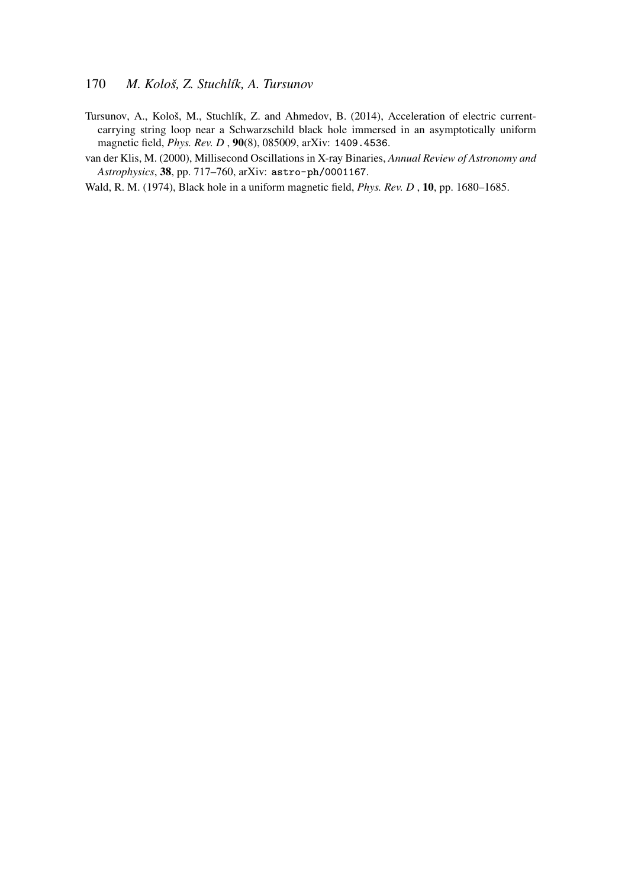Tursunov, A., Kološ, M., Stuchlík, Z. and Ahmedov, B. (2014), Acceleration of electric current-carrying string loop near a Schwarzschild black hole immersed in an asymptotically uniform magnetic field, *Phys. Rev. D* , **90**(8), 085009, arXiv: 1409.4536.

van der Klis, M. (2000), Millisecond Oscillations in X-ray Binaries, *Annual Review of Astronomy and Astrophysics*, **38**, pp. 717–760, arXiv: astro-ph/0001167.

Wald, R. M. (1974), Black hole in a uniform magnetic field, *Phys. Rev. D* , **10**, pp. 1680–1685.